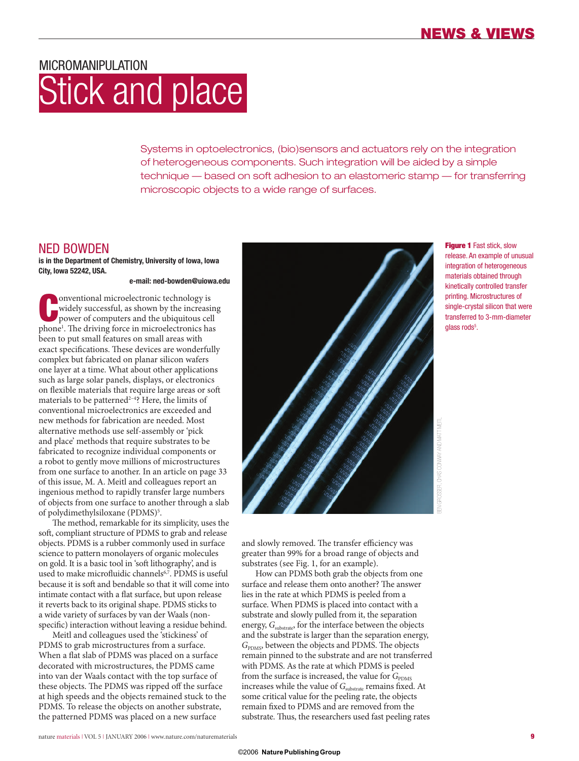MICROMANIPULATION

# Stick and place

Systems in optoelectronics, (bio)sensors and actuators rely on the integration of heterogeneous components. Such integration will be aided by a simple technique — based on soft adhesion to an elastomeric stamp — for transferring microscopic objects to a wide range of surfaces.

## NED BOWDEN

**is in the Department of Chemistry, University of Iowa, Iowa City, Iowa 52242, USA.**

**e-mail: ned-bowden@uiowa.edu**

Conventional microelectronic technology is widely successful, as shown by the increasing power of computers and the ubiquitous cell phone[1]. The driving force in microelectronics has been to put small features on small areas with exact specifications. These devices are wonderfully complex but fabricated on planar silicon wafers one layer at a time. What about other applications such as large solar panels, displays, or electronics on flexible materials that require large areas or soft materials to be patterned[2–4]? Here, the limits of conventional microelectronics are exceeded and new methods for fabrication are needed. Most alternative methods use self-assembly or 'pick and place' methods that require substrates to be fabricated to recognize individual components or a robot to gently move millions of microstructures from one surface to another. In an article on page 33 of this issue, M. A. Meitl and colleagues report an ingenious method to rapidly transfer large numbers of objects from one surface to another through a slab of polydimethylsiloxane (PDMS)[5].

The method, remarkable for its simplicity, uses the soft, compliant structure of PDMS to grab and release objects. PDMS is a rubber commonly used in surface science to pattern monolayers of organic molecules on gold. It is a basic tool in 'soft lithography', and is used to make microfluidic channels[6,7]. PDMS is useful because it is soft and bendable so that it will come into intimate contact with a flat surface, but upon release it reverts back to its original shape. PDMS sticks to a wide variety of surfaces by van der Waals (non-specific) interaction without leaving a residue behind.

Meitl and colleagues used the 'stickiness' of PDMS to grab microstructures from a surface. When a flat slab of PDMS was placed on a surface decorated with microstructures, the PDMS came into van der Waals contact with the top surface of these objects. The PDMS was ripped off the surface at high speeds and the objects remained stuck to the PDMS. To release the objects on another substrate, the patterned PDMS was placed on a new surface and slowly removed. The transfer efficiency was greater than 99% for a broad range of objects and substrates (see Fig. 1, for an example).

**Figure 1** Fast stick, slow release. An example of unusual integration of heterogeneous materials obtained through kinetically controlled transfer printing. Microstructures of single-crystal silicon that were transferred to 3-mm-diameter glass rods[5].

How can PDMS both grab the objects from one surface and release them onto another? The answer lies in the rate at which PDMS is peeled from a surface. When PDMS is placed into contact with a substrate and slowly pulled from it, the separation energy, $G_{substrate}$, for the interface between the objects and the substrate is larger than the separation energy, $G_{PDMS}$, between the objects and PDMS. The objects remain pinned to the substrate and are not transferred with PDMS. As the rate at which PDMS is peeled from the surface is increased, the value for $G_{PDMS}$ increases while the value of $G_{substrate}$ remains fixed. At some critical value for the peeling rate, the objects remain fixed to PDMS and are removed from the substrate. Thus, the researchers used fast peeling rates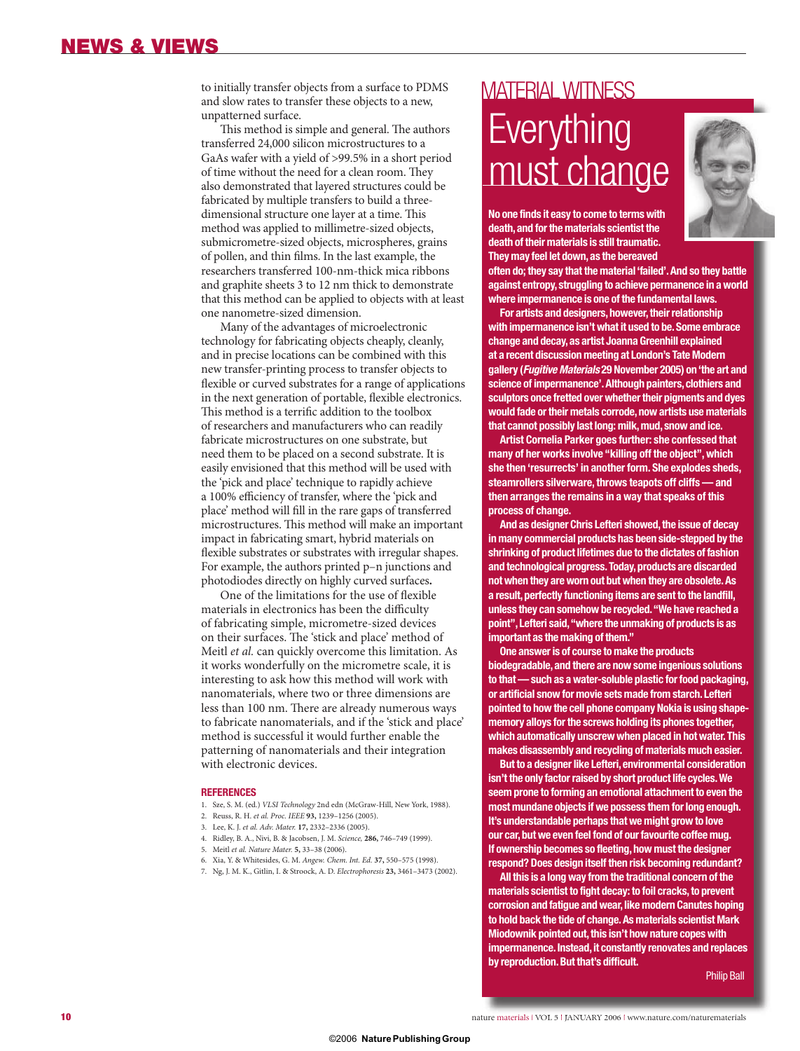to initially transfer objects from a surface to PDMS and slow rates to transfer these objects to a new, unpatterned surface.

This method is simple and general. The authors transferred 24,000 silicon microstructures to a GaAs wafer with a yield of >99.5% in a short period of time without the need for a clean room. They also demonstrated that layered structures could be fabricated by multiple transfers to build a three-dimensional structure one layer at a time. This method was applied to millimetre-sized objects, submicrometre-sized objects, microspheres, grains of pollen, and thin films. In the last example, the researchers transferred 100-nm-thick mica ribbons and graphite sheets 3 to 12 nm thick to demonstrate that this method can be applied to objects with at least one nanometre-sized dimension.

Many of the advantages of microelectronic technology for fabricating objects cheaply, cleanly, and in precise locations can be combined with this new transfer-printing process to transfer objects to flexible or curved substrates for a range of applications in the next generation of portable, flexible electronics. This method is a terrific addition to the toolbox of researchers and manufacturers who can readily fabricate microstructures on one substrate, but need them to be placed on a second substrate. It is easily envisioned that this method will be used with the 'pick and place' technique to rapidly achieve a 100% efficiency of transfer, where the 'pick and place' method will fill in the rare gaps of transferred microstructures. This method will make an important impact in fabricating smart, hybrid materials on flexible substrates or substrates with irregular shapes. For example, the authors printed p–n junctions and photodiodes directly on highly curved surfaces.

One of the limitations for the use of flexible materials in electronics has been the difficulty of fabricating simple, micrometre-sized devices on their surfaces. The 'stick and place' method of Meitl *et al.* can quickly overcome this limitation. As it works wonderfully on the micrometre scale, it is interesting to ask how this method will work with nanomaterials, where two or three dimensions are less than 100 nm. There are already numerous ways to fabricate nanomaterials, and if the 'stick and place' method is successful it would further enable the patterning of nanomaterials and their integration with electronic devices.

### REFERENCES

1. Sze, S. M. (ed.) *VLSI Technology* 2nd edn (McGraw-Hill, New York, 1988).
2. Reuss, R. H. *et al. Proc. IEEE* **93,** 1239–1256 (2005).
3. Lee, K. J. *et al. Adv. Mater.* **17,** 2332–2336 (2005).
4. Ridley, B. A., Nivi, B. & Jacobsen, J. M. *Science,* **286,** 746–749 (1999).
5. Meitl *et al. Nature Mater.* **5,** 33–38 (2006).
6. Xia, Y. & Whitesides, G. M. *Angew. Chem. Int. Ed.* **37,** 550–575 (1998).
7. Ng, J. M. K., Gitlin, I. & Stroock, A. D. *Electrophoresis* **23,** 3461–3473 (2002).

## MATERIAL WITNESS

# Everything must change

**No one finds it easy to come to terms with death, and for the materials scientist the death of their materials is still traumatic. They may feel let down, as the bereaved often do; they say that the material 'failed'. And so they battle against entropy, struggling to achieve permanence in a world where impermanence is one of the fundamental laws.**

**For artists and designers, however, their relationship with impermanence isn't what it used to be. Some embrace change and decay, as artist Joanna Greenhill explained at a recent discussion meeting at London's Tate Modern gallery (*Fugitive Materials* 29 November 2005) on 'the art and science of impermanence'. Although painters, clothiers and sculptors once fretted over whether their pigments and dyes would fade or their metals corrode, now artists use materials that cannot possibly last long: milk, mud, snow and ice.**

**Artist Cornelia Parker goes further: she confessed that many of her works involve "killing off the object", which she then 'resurrects' in another form. She explodes sheds, steamrollers silverware, throws teapots off cliffs — and then arranges the remains in a way that speaks of this process of change.**

**And as designer Chris Lefteri showed, the issue of decay in many commercial products has been side-stepped by the shrinking of product lifetimes due to the dictates of fashion and technological progress. Today, products are discarded not when they are worn out but when they are obsolete. As a result, perfectly functioning items are sent to the landfill, unless they can somehow be recycled. "We have reached a point", Lefteri said, "where the unmaking of products is as important as the making of them."**

**One answer is of course to make the products biodegradable, and there are now some ingenious solutions to that — such as a water-soluble plastic for food packaging, or artificial snow for movie sets made from starch. Lefteri pointed to how the cell phone company Nokia is using shape-memory alloys for the screws holding its phones together, which automatically unscrew when placed in hot water. This makes disassembly and recycling of materials much easier.**

**But to a designer like Lefteri, environmental consideration isn't the only factor raised by short product life cycles. We seem prone to forming an emotional attachment to even the most mundane objects if we possess them for long enough. It's understandable perhaps that we might grow to love our car, but we even feel fond of our favourite coffee mug. If ownership becomes so fleeting, how must the designer respond? Does design itself then risk becoming redundant?**

**All this is a long way from the traditional concern of the materials scientist to fight decay: to foil cracks, to prevent corrosion and fatigue and wear, like modern Canutes hoping to hold back the tide of change. As materials scientist Mark Miodownik pointed out, this isn't how nature copes with impermanence. Instead, it constantly renovates and replaces by reproduction. But that's difficult.**

Philip Ball